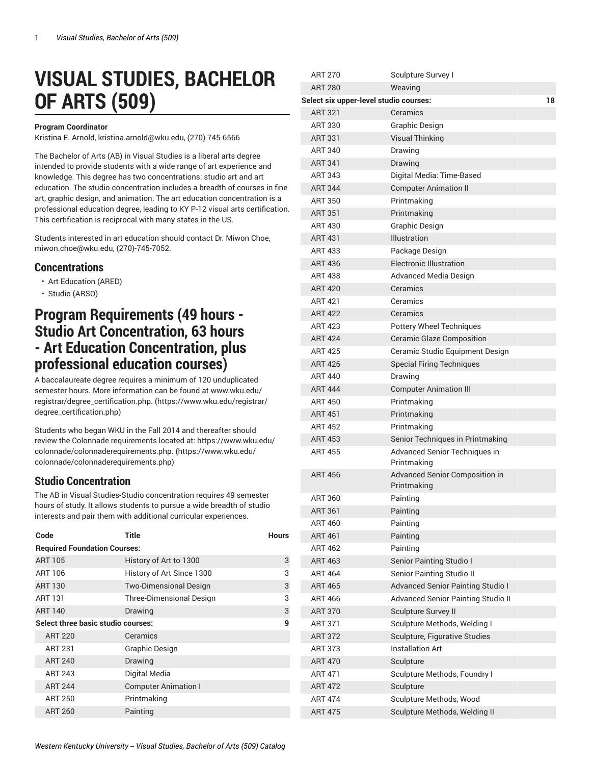# VISUAL STUDIES, BACHELOR OF ARTS (509)

**Program Coordinator**
Kristina E. Arnold, kristina.arnold@wku.edu, (270) 745-6566

The Bachelor of Arts (AB) in Visual Studies is a liberal arts degree intended to provide students with a wide range of art experience and knowledge. This degree has two concentrations: studio art and art education. The studio concentration includes a breadth of courses in fine art, graphic design, and animation. The art education concentration is a professional education degree, leading to KY P-12 visual arts certification. This certification is reciprocal with many states in the US.

Students interested in art education should contact Dr. Miwon Choe, miwon.choe@wku.edu, (270)-745-7052.

## Concentrations

- Art Education (ARED)
- Studio (ARSO)

## Program Requirements (49 hours - Studio Art Concentration, 63 hours - Art Education Concentration, plus professional education courses)

A baccalaureate degree requires a minimum of 120 unduplicated semester hours. More information can be found at www.wku.edu/registrar/degree_certification.php. (https://www.wku.edu/registrar/degree_certification.php)

Students who began WKU in the Fall 2014 and thereafter should review the Colonnade requirements located at: https://www.wku.edu/colonnade/colonnaderequirements.php. (https://www.wku.edu/colonnade/colonnaderequirements.php)

### Studio Concentration

The AB in Visual Studies-Studio concentration requires 49 semester hours of study. It allows students to pursue a wide breadth of studio interests and pair them with additional curricular experiences.

| Code | Title | Hours |
|---|---|---|
| **Required Foundation Courses:** | | |
| ART 105 | History of Art to 1300 | 3 |
| ART 106 | History of Art Since 1300 | 3 |
| ART 130 | Two-Dimensional Design | 3 |
| ART 131 | Three-Dimensional Design | 3 |
| ART 140 | Drawing | 3 |
| **Select three basic studio courses:** | | 9 |
| ART 220 | Ceramics | |
| ART 231 | Graphic Design | |
| ART 240 | Drawing | |
| ART 243 | Digital Media | |
| ART 244 | Computer Animation I | |
| ART 250 | Printmaking | |
| ART 260 | Painting | |
| ART 270 | Sculpture Survey I | |
| ART 280 | Weaving | |
| **Select six upper-level studio courses:** | | 18 |
| ART 321 | Ceramics | |
| ART 330 | Graphic Design | |
| ART 331 | Visual Thinking | |
| ART 340 | Drawing | |
| ART 341 | Drawing | |
| ART 343 | Digital Media: Time-Based | |
| ART 344 | Computer Animation II | |
| ART 350 | Printmaking | |
| ART 351 | Printmaking | |
| ART 430 | Graphic Design | |
| ART 431 | Illustration | |
| ART 433 | Package Design | |
| ART 436 | Electronic Illustration | |
| ART 438 | Advanced Media Design | |
| ART 420 | Ceramics | |
| ART 421 | Ceramics | |
| ART 422 | Ceramics | |
| ART 423 | Pottery Wheel Techniques | |
| ART 424 | Ceramic Glaze Composition | |
| ART 425 | Ceramic Studio Equipment Design | |
| ART 426 | Special Firing Techniques | |
| ART 440 | Drawing | |
| ART 444 | Computer Animation III | |
| ART 450 | Printmaking | |
| ART 451 | Printmaking | |
| ART 452 | Printmaking | |
| ART 453 | Senior Techniques in Printmaking | |
| ART 455 | Advanced Senior Techniques in Printmaking | |
| ART 456 | Advanced Senior Composition in Printmaking | |
| ART 360 | Painting | |
| ART 361 | Painting | |
| ART 460 | Painting | |
| ART 461 | Painting | |
| ART 462 | Painting | |
| ART 463 | Senior Painting Studio I | |
| ART 464 | Senior Painting Studio II | |
| ART 465 | Advanced Senior Painting Studio I | |
| ART 466 | Advanced Senior Painting Studio II | |
| ART 370 | Sculpture Survey II | |
| ART 371 | Sculpture Methods, Welding I | |
| ART 372 | Sculpture, Figurative Studies | |
| ART 373 | Installation Art | |
| ART 470 | Sculpture | |
| ART 471 | Sculpture Methods, Foundry I | |
| ART 472 | Sculpture | |
| ART 474 | Sculpture Methods, Wood | |
| ART 475 | Sculpture Methods, Welding II | |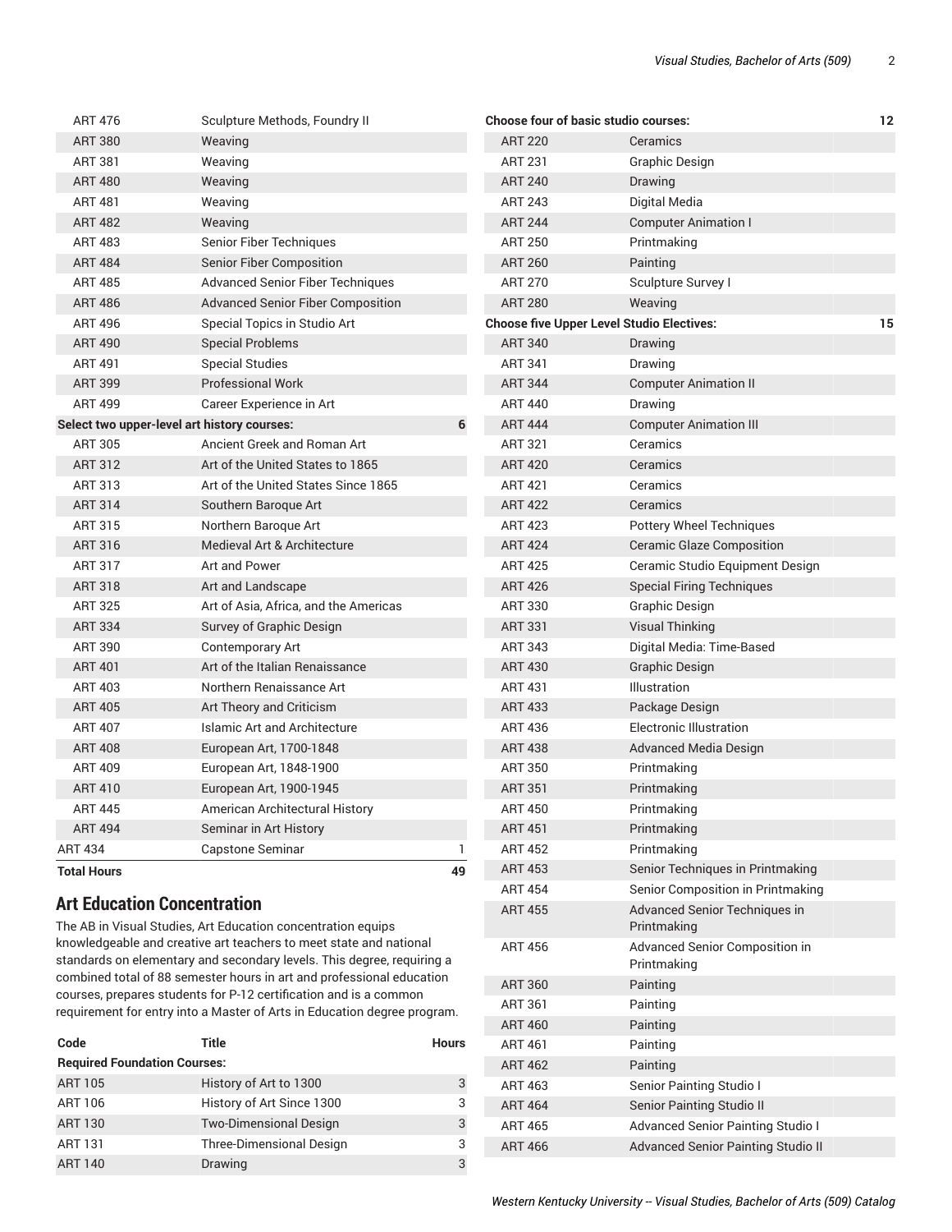| Code | Title | Hours |
|---|---|---|
| ART 476 | Sculpture Methods, Foundry II | |
| ART 380 | Weaving | |
| ART 381 | Weaving | |
| ART 480 | Weaving | |
| ART 481 | Weaving | |
| ART 482 | Weaving | |
| ART 483 | Senior Fiber Techniques | |
| ART 484 | Senior Fiber Composition | |
| ART 485 | Advanced Senior Fiber Techniques | |
| ART 486 | Advanced Senior Fiber Composition | |
| ART 496 | Special Topics in Studio Art | |
| ART 490 | Special Problems | |
| ART 491 | Special Studies | |
| ART 399 | Professional Work | |
| ART 499 | Career Experience in Art | |
| **Select two upper-level art history courses:** | | 6 |
| ART 305 | Ancient Greek and Roman Art | |
| ART 312 | Art of the United States to 1865 | |
| ART 313 | Art of the United States Since 1865 | |
| ART 314 | Southern Baroque Art | |
| ART 315 | Northern Baroque Art | |
| ART 316 | Medieval Art & Architecture | |
| ART 317 | Art and Power | |
| ART 318 | Art and Landscape | |
| ART 325 | Art of Asia, Africa, and the Americas | |
| ART 334 | Survey of Graphic Design | |
| ART 390 | Contemporary Art | |
| ART 401 | Art of the Italian Renaissance | |
| ART 403 | Northern Renaissance Art | |
| ART 405 | Art Theory and Criticism | |
| ART 407 | Islamic Art and Architecture | |
| ART 408 | European Art, 1700-1848 | |
| ART 409 | European Art, 1848-1900 | |
| ART 410 | European Art, 1900-1945 | |
| ART 445 | American Architectural History | |
| ART 494 | Seminar in Art History | |
| ART 434 | Capstone Seminar | 1 |
| **Total Hours** | | **49** |

## Art Education Concentration

The AB in Visual Studies, Art Education concentration equips knowledgeable and creative art teachers to meet state and national standards on elementary and secondary levels. This degree, requiring a combined total of 88 semester hours in art and professional education courses, prepares students for P-12 certification and is a common requirement for entry into a Master of Arts in Education degree program.

| Code | Title | Hours |
|---|---|---|
| **Required Foundation Courses:** | | |
| ART 105 | History of Art to 1300 | 3 |
| ART 106 | History of Art Since 1300 | 3 |
| ART 130 | Two-Dimensional Design | 3 |
| ART 131 | Three-Dimensional Design | 3 |
| ART 140 | Drawing | 3 |
| **Choose four of basic studio courses:** | | 12 |
| ART 220 | Ceramics | |
| ART 231 | Graphic Design | |
| ART 240 | Drawing | |
| ART 243 | Digital Media | |
| ART 244 | Computer Animation I | |
| ART 250 | Printmaking | |
| ART 260 | Painting | |
| ART 270 | Sculpture Survey I | |
| ART 280 | Weaving | |
| **Choose five Upper Level Studio Electives:** | | 15 |
| ART 340 | Drawing | |
| ART 341 | Drawing | |
| ART 344 | Computer Animation II | |
| ART 440 | Drawing | |
| ART 444 | Computer Animation III | |
| ART 321 | Ceramics | |
| ART 420 | Ceramics | |
| ART 421 | Ceramics | |
| ART 422 | Ceramics | |
| ART 423 | Pottery Wheel Techniques | |
| ART 424 | Ceramic Glaze Composition | |
| ART 425 | Ceramic Studio Equipment Design | |
| ART 426 | Special Firing Techniques | |
| ART 330 | Graphic Design | |
| ART 331 | Visual Thinking | |
| ART 343 | Digital Media: Time-Based | |
| ART 430 | Graphic Design | |
| ART 431 | Illustration | |
| ART 433 | Package Design | |
| ART 436 | Electronic Illustration | |
| ART 438 | Advanced Media Design | |
| ART 350 | Printmaking | |
| ART 351 | Printmaking | |
| ART 450 | Printmaking | |
| ART 451 | Printmaking | |
| ART 452 | Printmaking | |
| ART 453 | Senior Techniques in Printmaking | |
| ART 454 | Senior Composition in Printmaking | |
| ART 455 | Advanced Senior Techniques in Printmaking | |
| ART 456 | Advanced Senior Composition in Printmaking | |
| ART 360 | Painting | |
| ART 361 | Painting | |
| ART 460 | Painting | |
| ART 461 | Painting | |
| ART 462 | Painting | |
| ART 463 | Senior Painting Studio I | |
| ART 464 | Senior Painting Studio II | |
| ART 465 | Advanced Senior Painting Studio I | |
| ART 466 | Advanced Senior Painting Studio II | |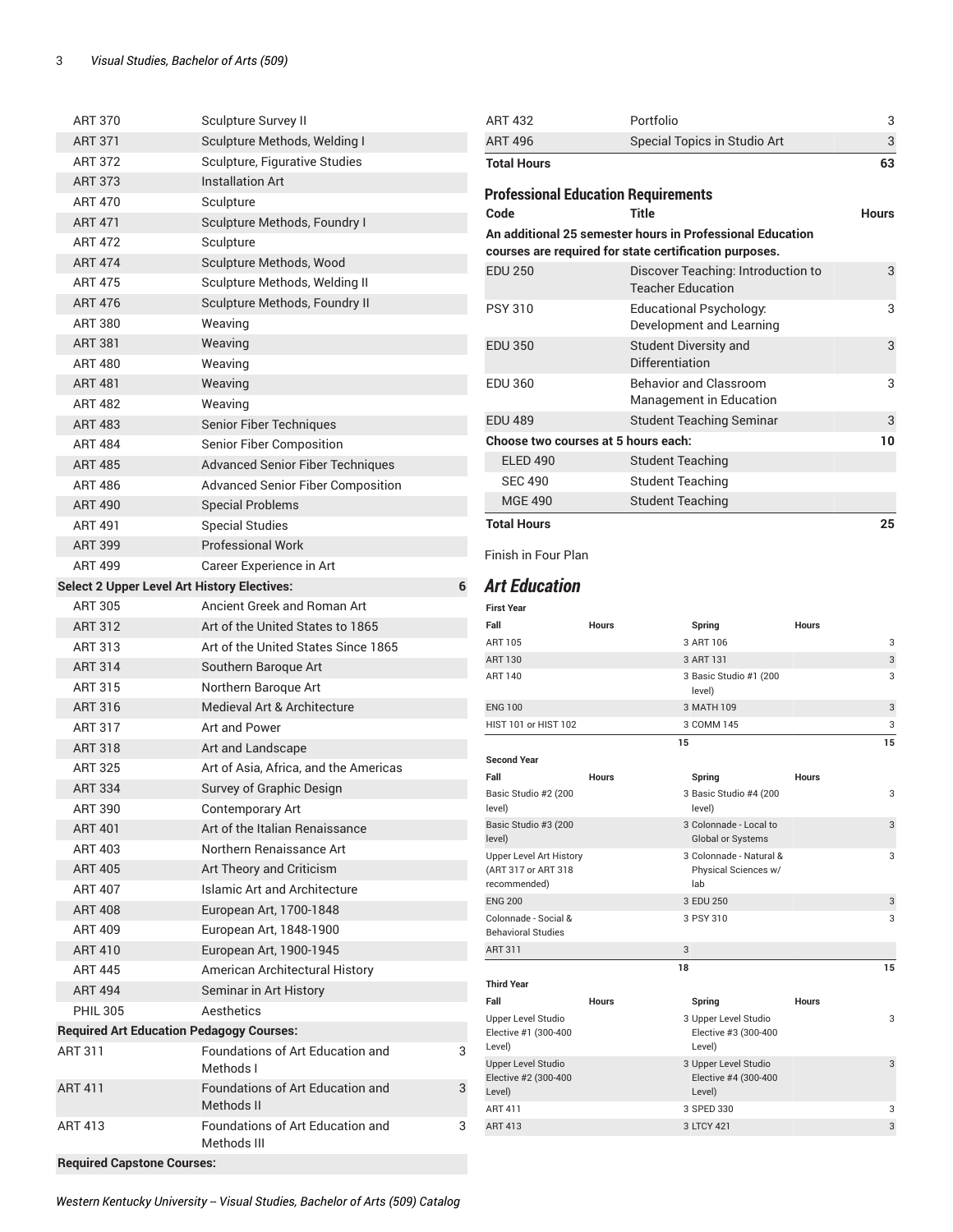| | | |
|---|---|---|
| ART 370 | Sculpture Survey II | |
| ART 371 | Sculpture Methods, Welding I | |
| ART 372 | Sculpture, Figurative Studies | |
| ART 373 | Installation Art | |
| ART 470 | Sculpture | |
| ART 471 | Sculpture Methods, Foundry I | |
| ART 472 | Sculpture | |
| ART 474 | Sculpture Methods, Wood | |
| ART 475 | Sculpture Methods, Welding II | |
| ART 476 | Sculpture Methods, Foundry II | |
| ART 380 | Weaving | |
| ART 381 | Weaving | |
| ART 480 | Weaving | |
| ART 481 | Weaving | |
| ART 482 | Weaving | |
| ART 483 | Senior Fiber Techniques | |
| ART 484 | Senior Fiber Composition | |
| ART 485 | Advanced Senior Fiber Techniques | |
| ART 486 | Advanced Senior Fiber Composition | |
| ART 490 | Special Problems | |
| ART 491 | Special Studies | |
| ART 399 | Professional Work | |
| ART 499 | Career Experience in Art | |
| **Select 2 Upper Level Art History Electives:** | | **6** |
| ART 305 | Ancient Greek and Roman Art | |
| ART 312 | Art of the United States to 1865 | |
| ART 313 | Art of the United States Since 1865 | |
| ART 314 | Southern Baroque Art | |
| ART 315 | Northern Baroque Art | |
| ART 316 | Medieval Art & Architecture | |
| ART 317 | Art and Power | |
| ART 318 | Art and Landscape | |
| ART 325 | Art of Asia, Africa, and the Americas | |
| ART 334 | Survey of Graphic Design | |
| ART 390 | Contemporary Art | |
| ART 401 | Art of the Italian Renaissance | |
| ART 403 | Northern Renaissance Art | |
| ART 405 | Art Theory and Criticism | |
| ART 407 | Islamic Art and Architecture | |
| ART 408 | European Art, 1700-1848 | |
| ART 409 | European Art, 1848-1900 | |
| ART 410 | European Art, 1900-1945 | |
| ART 445 | American Architectural History | |
| ART 494 | Seminar in Art History | |
| PHIL 305 | Aesthetics | |
| **Required Art Education Pedagogy Courses:** | | |
| ART 311 | Foundations of Art Education and Methods I | 3 |
| ART 411 | Foundations of Art Education and Methods II | 3 |
| ART 413 | Foundations of Art Education and Methods III | 3 |
| **Required Capstone Courses:** | | |
| ART 432 | Portfolio | 3 |
| ART 496 | Special Topics in Studio Art | 3 |
| **Total Hours** | | **63** |

## Professional Education Requirements

| Code | Title | Hours |
|---|---|---|
| **An additional 25 semester hours in Professional Education courses are required for state certification purposes.** | | |
| EDU 250 | Discover Teaching: Introduction to Teacher Education | 3 |
| PSY 310 | Educational Psychology: Development and Learning | 3 |
| EDU 350 | Student Diversity and Differentiation | 3 |
| EDU 360 | Behavior and Classroom Management in Education | 3 |
| EDU 489 | Student Teaching Seminar | 3 |
| **Choose two courses at 5 hours each:** | | **10** |
| ELED 490 | Student Teaching | |
| SEC 490 | Student Teaching | |
| MGE 490 | Student Teaching | |
| **Total Hours** | | **25** |

Finish in Four Plan

## *Art Education*

**First Year**

| Fall | Hours | Spring | Hours |
|---|---|---|---|
| ART 105 | 3 | ART 106 | 3 |
| ART 130 | 3 | ART 131 | 3 |
| ART 140 | 3 | Basic Studio #1 (200 level) | 3 |
| ENG 100 | 3 | MATH 109 | 3 |
| HIST 101 or HIST 102 | 3 | COMM 145 | 3 |
| | 15 | | 15 |

**Second Year**

| Fall | Hours | Spring | Hours |
|---|---|---|---|
| Basic Studio #2 (200 level) | 3 | Basic Studio #4 (200 level) | 3 |
| Basic Studio #3 (200 level) | 3 | Colonnade - Local to Global or Systems | 3 |
| Upper Level Art History (ART 317 or ART 318 recommended) | 3 | Colonnade - Natural & Physical Sciences w/ lab | 3 |
| ENG 200 | 3 | EDU 250 | 3 |
| Colonnade - Social & Behavioral Studies | 3 | PSY 310 | 3 |
| ART 311 | 3 | | |
| | 18 | | 15 |

**Third Year**

| Fall | Hours | Spring | Hours |
|---|---|---|---|
| Upper Level Studio Elective #1 (300-400 Level) | 3 | Upper Level Studio Elective #3 (300-400 Level) | 3 |
| Upper Level Studio Elective #2 (300-400 Level) | 3 | Upper Level Studio Elective #4 (300-400 Level) | 3 |
| ART 411 | 3 | SPED 330 | 3 |
| ART 413 | 3 | LTCY 421 | 3 |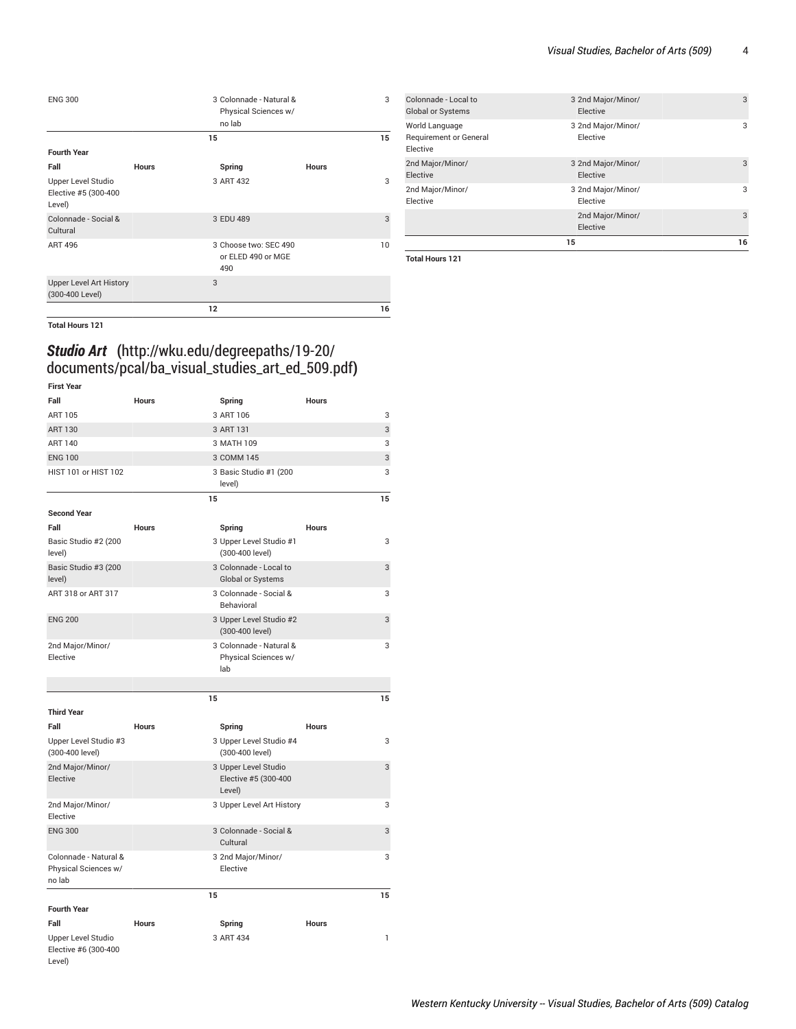| | | | |
|---|---|---|---|
| ENG 300 | 3 | Colonnade - Natural & Physical Sciences w/ no lab | 3 |
| | 15 | | 15 |

**Fourth Year**

| Fall | Hours | Spring | Hours |
|---|---|---|---|
| Upper Level Studio Elective #5 (300-400 Level) | 3 | ART 432 | 3 |
| Colonnade - Social & Cultural | 3 | EDU 489 | 3 |
| ART 496 | 3 | Choose two: SEC 490 or ELED 490 or MGE 490 | 10 |
| Upper Level Art History (300-400 Level) | 3 | | |
| | 12 | | 16 |

**Total Hours 121**

## ***Studio Art*** (http://wku.edu/degreepaths/19-20/documents/pcal/ba_visual_studies_art_ed_509.pdf)

**First Year**

| Fall | Hours | Spring | Hours |
|---|---|---|---|
| ART 105 | 3 | ART 106 | 3 |
| ART 130 | 3 | ART 131 | 3 |
| ART 140 | 3 | MATH 109 | 3 |
| ENG 100 | 3 | COMM 145 | 3 |
| HIST 101 or HIST 102 | 3 | Basic Studio #1 (200 level) | 3 |
| | 15 | | 15 |

**Second Year**

| Fall | Hours | Spring | Hours |
|---|---|---|---|
| Basic Studio #2 (200 level) | 3 | Upper Level Studio #1 (300-400 level) | 3 |
| Basic Studio #3 (200 level) | 3 | Colonnade - Local to Global or Systems | 3 |
| ART 318 or ART 317 | 3 | Colonnade - Social & Behavioral | 3 |
| ENG 200 | 3 | Upper Level Studio #2 (300-400 level) | 3 |
| 2nd Major/Minor/ Elective | 3 | Colonnade - Natural & Physical Sciences w/ lab | 3 |
| | 15 | | 15 |

**Third Year**

| Fall | Hours | Spring | Hours |
|---|---|---|---|
| Upper Level Studio #3 (300-400 level) | 3 | Upper Level Studio #4 (300-400 level) | 3 |
| 2nd Major/Minor/ Elective | 3 | Upper Level Studio Elective #5 (300-400 Level) | 3 |
| 2nd Major/Minor/ Elective | 3 | Upper Level Art History | 3 |
| ENG 300 | 3 | Colonnade - Social & Cultural | 3 |
| Colonnade - Natural & Physical Sciences w/ no lab | 3 | 2nd Major/Minor/ Elective | 3 |
| | 15 | | 15 |

**Fourth Year**

| Fall | Hours | Spring | Hours |
|---|---|---|---|
| Upper Level Studio Elective #6 (300-400 Level) | 3 | ART 434 | 1 |
| Colonnade - Local to Global or Systems | 3 | 2nd Major/Minor/ Elective | 3 |
| World Language Requirement or General Elective | 3 | 2nd Major/Minor/ Elective | 3 |
| 2nd Major/Minor/ Elective | 3 | 2nd Major/Minor/ Elective | 3 |
| 2nd Major/Minor/ Elective | 3 | 2nd Major/Minor/ Elective | 3 |
| | | 2nd Major/Minor/ Elective | 3 |
| | 15 | | 16 |

**Total Hours 121**